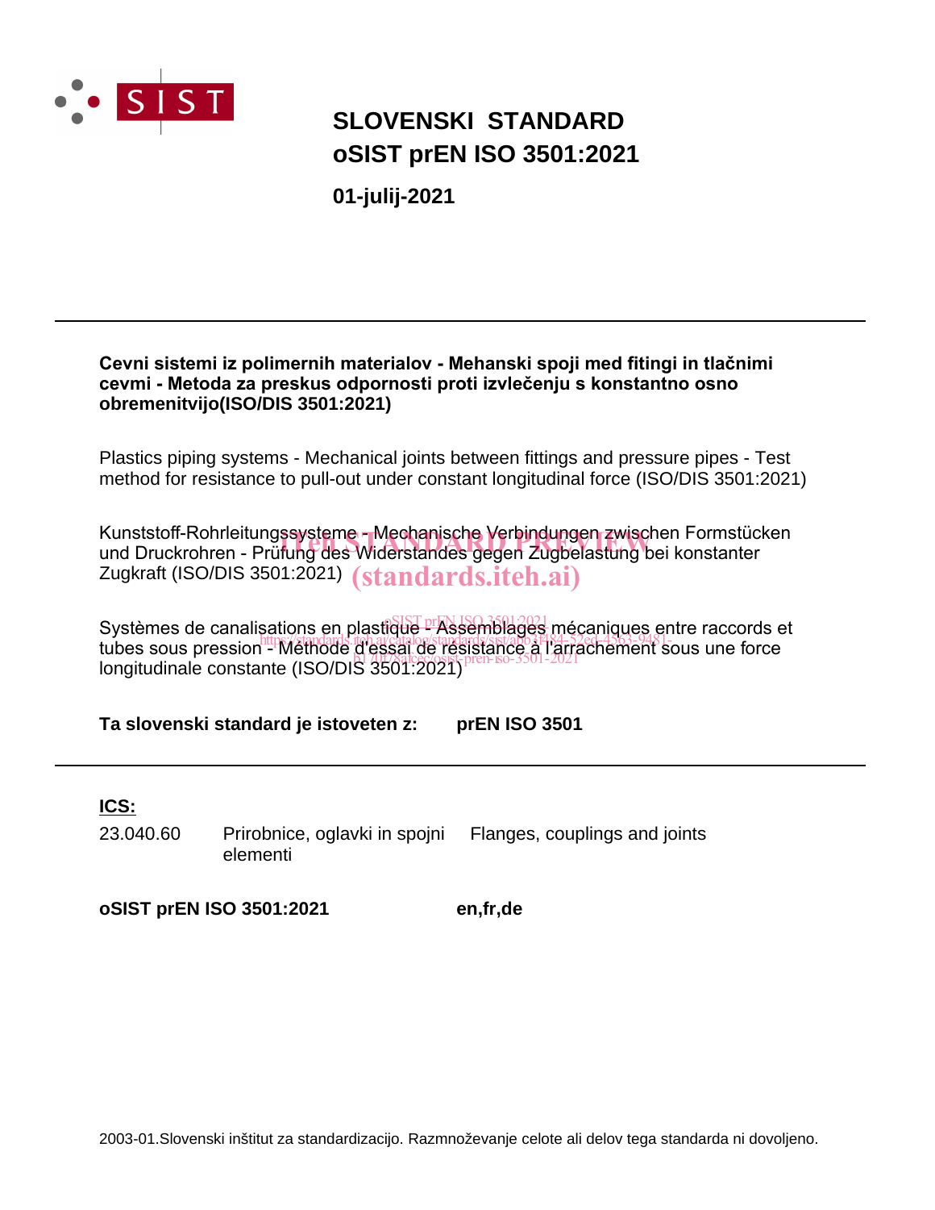# SLOVENSKI STANDARD
# oSIST prEN ISO 3501:2021

**01-julij-2021**

---

**Cevni sistemi iz polimernih materialov - Mehanski spoji med fitingi in tlačnimi cevmi - Metoda za preskus odpornosti proti izvlečenju s konstantno osno obremenitvijo(ISO/DIS 3501:2021)**

Plastics piping systems - Mechanical joints between fittings and pressure pipes - Test method for resistance to pull-out under constant longitudinal force (ISO/DIS 3501:2021)

Kunststoff-Rohrleitungssysteme - Mechanische Verbindungen zwischen Formstücken und Druckrohren - Prüfung des Widerstandes gegen Zugbelastung bei konstanter Zugkraft (ISO/DIS 3501:2021)

Systèmes de canalisations en plastique - Assemblages mécaniques entre raccords et tubes sous pression - Méthode d'essai de résistance à l'arrachement sous une force longitudinale constante (ISO/DIS 3501:2021)

**Ta slovenski standard je istoveten z:** **prEN ISO 3501**

---

**ICS:**

| | | |
|---|---|---|
| 23.040.60 | Prirobnice, oglavki in spojni elementi | Flanges, couplings and joints |

**oSIST prEN ISO 3501:2021** **en,fr,de**

2003-01.Slovenski inštitut za standardizacijo. Razmnoževanje celote ali delov tega standarda ni dovoljeno.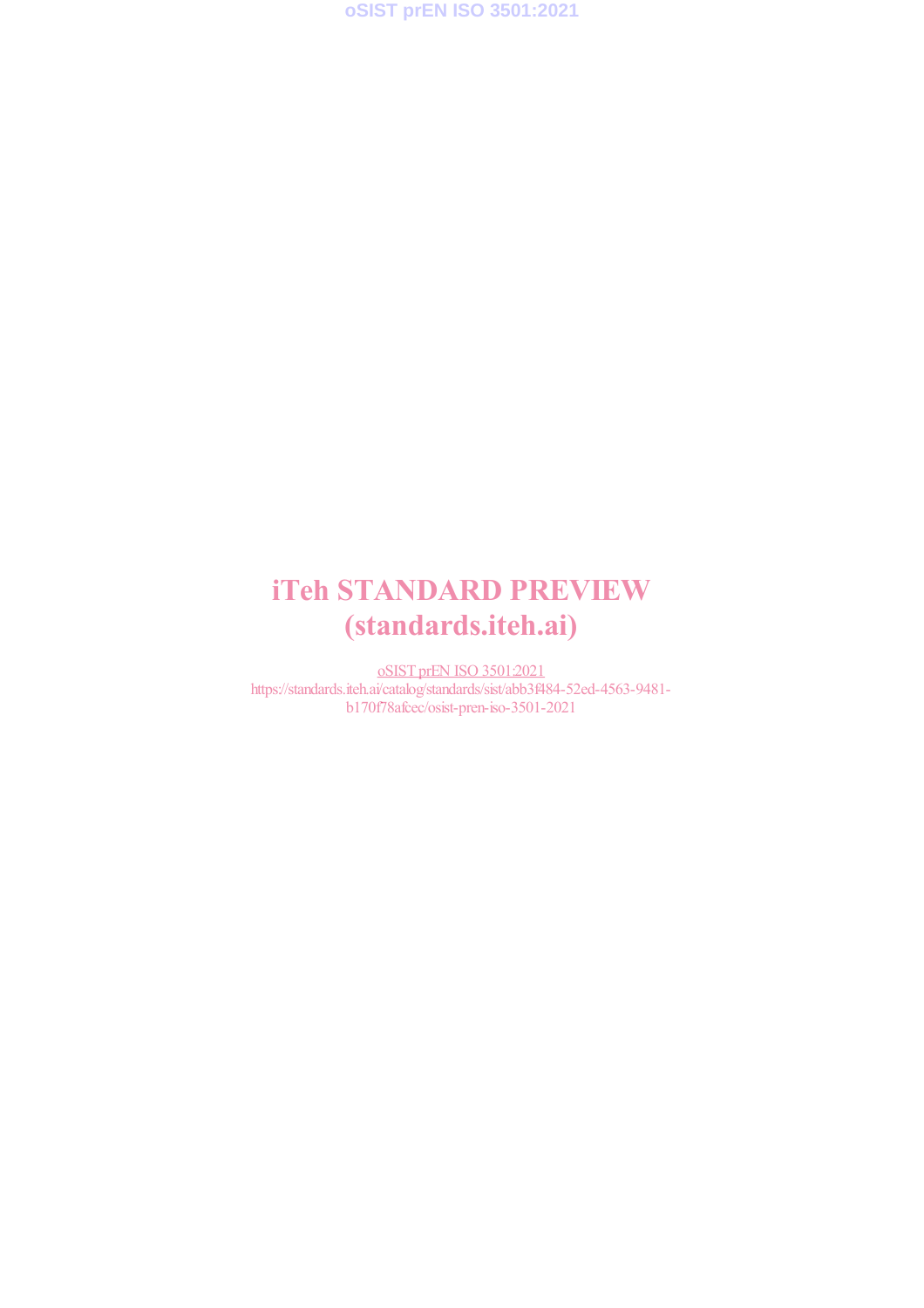iTeh STANDARD PREVIEW
(standards.iteh.ai)

oSIST prEN ISO 3501:2021
https://standards.iteh.ai/catalog/standards/sist/abb3f484-52ed-4563-9481-b170f78afcec/osist-pren-iso-3501-2021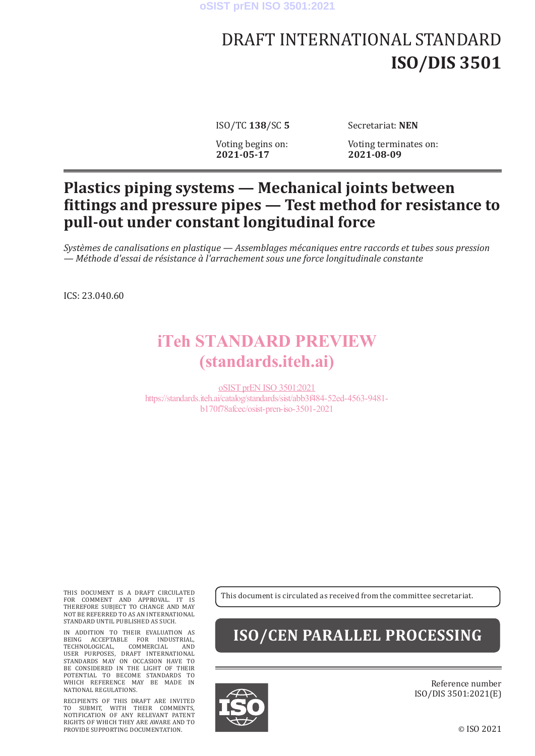# DRAFT INTERNATIONAL STANDARD
# ISO/DIS 3501

ISO/TC **138**/SC **5**

Secretariat: **NEN**

Voting begins on:
**2021-05-17**

Voting terminates on:
**2021-08-09**

## Plastics piping systems — Mechanical joints between fittings and pressure pipes — Test method for resistance to pull-out under constant longitudinal force

*Systèmes de canalisations en plastique — Assemblages mécaniques entre raccords et tubes sous pression — Méthode d'essai de résistance à l'arrachement sous une force longitudinale constante*

ICS: 23.040.60

iTeh STANDARD PREVIEW
(standards.iteh.ai)

oSIST prEN ISO 3501:2021
https://standards.iteh.ai/catalog/standards/sist/abb3f484-52ed-4563-9481-b170f78afcec/osist-pren-iso-3501-2021

THIS DOCUMENT IS A DRAFT CIRCULATED FOR COMMENT AND APPROVAL. IT IS THEREFORE SUBJECT TO CHANGE AND MAY NOT BE REFERRED TO AS AN INTERNATIONAL STANDARD UNTIL PUBLISHED AS SUCH.

IN ADDITION TO THEIR EVALUATION AS BEING ACCEPTABLE FOR INDUSTRIAL, TECHNOLOGICAL, COMMERCIAL AND USER PURPOSES, DRAFT INTERNATIONAL STANDARDS MAY ON OCCASION HAVE TO BE CONSIDERED IN THE LIGHT OF THEIR POTENTIAL TO BECOME STANDARDS TO WHICH REFERENCE MAY BE MADE IN NATIONAL REGULATIONS.

RECIPIENTS OF THIS DRAFT ARE INVITED TO SUBMIT, WITH THEIR COMMENTS, NOTIFICATION OF ANY RELEVANT PATENT RIGHTS OF WHICH THEY ARE AWARE AND TO PROVIDE SUPPORTING DOCUMENTATION.

This document is circulated as received from the committee secretariat.

**ISO/CEN PARALLEL PROCESSING**

Reference number
ISO/DIS 3501:2021(E)

© ISO 2021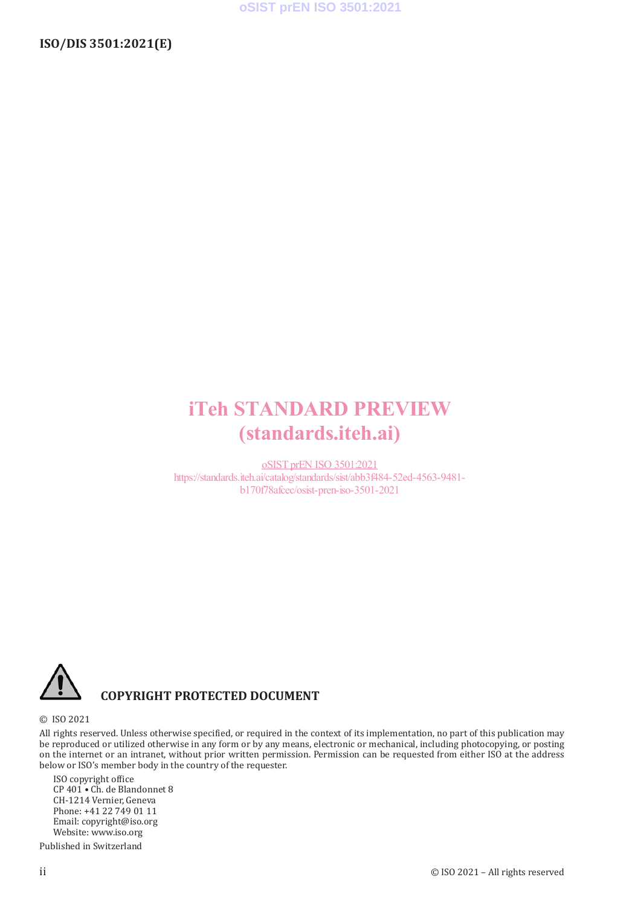iTeh STANDARD PREVIEW
(standards.iteh.ai)

oSIST prEN ISO 3501:2021
https://standards.iteh.ai/catalog/standards/sist/abb3f484-52ed-4563-9481-b170f78afcec/osist-pren-iso-3501-2021

**COPYRIGHT PROTECTED DOCUMENT**

© ISO 2021

All rights reserved. Unless otherwise specified, or required in the context of its implementation, no part of this publication may be reproduced or utilized otherwise in any form or by any means, electronic or mechanical, including photocopying, or posting on the internet or an intranet, without prior written permission. Permission can be requested from either ISO at the address below or ISO's member body in the country of the requester.

ISO copyright office
CP 401 • Ch. de Blandonnet 8
CH-1214 Vernier, Geneva
Phone: +41 22 749 01 11
Email: copyright@iso.org
Website: www.iso.org

Published in Switzerland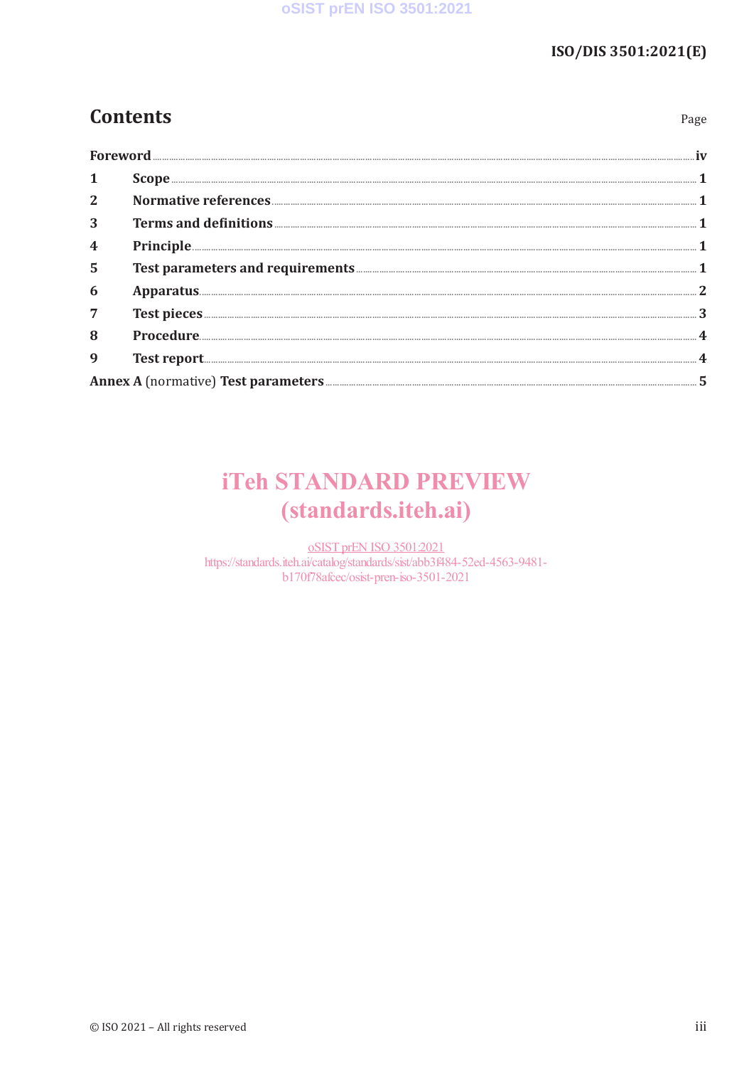# Contents

| | Page |
|---|---|
| **Foreword** | iv |
| **1 Scope** | 1 |
| **2 Normative references** | 1 |
| **3 Terms and definitions** | 1 |
| **4 Principle** | 1 |
| **5 Test parameters and requirements** | 1 |
| **6 Apparatus** | 2 |
| **7 Test pieces** | 3 |
| **8 Procedure** | 4 |
| **9 Test report** | 4 |
| **Annex A** (normative) **Test parameters** | 5 |

iTeh STANDARD PREVIEW
(standards.iteh.ai)

oSIST prEN ISO 3501:2021
https://standards.iteh.ai/catalog/standards/sist/abb3f484-52ed-4563-9481-b170f78afcec/osist-pren-iso-3501-2021

© ISO 2021 – All rights reserved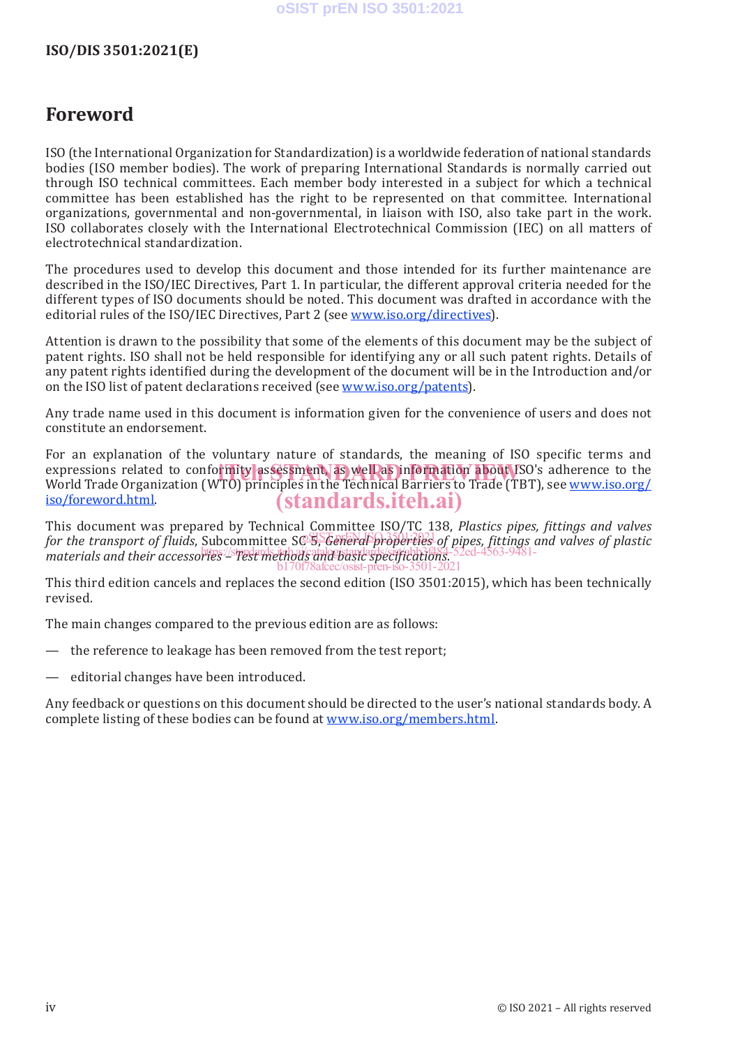# Foreword

ISO (the International Organization for Standardization) is a worldwide federation of national standards bodies (ISO member bodies). The work of preparing International Standards is normally carried out through ISO technical committees. Each member body interested in a subject for which a technical committee has been established has the right to be represented on that committee. International organizations, governmental and non-governmental, in liaison with ISO, also take part in the work. ISO collaborates closely with the International Electrotechnical Commission (IEC) on all matters of electrotechnical standardization.

The procedures used to develop this document and those intended for its further maintenance are described in the ISO/IEC Directives, Part 1. In particular, the different approval criteria needed for the different types of ISO documents should be noted. This document was drafted in accordance with the editorial rules of the ISO/IEC Directives, Part 2 (see www.iso.org/directives).

Attention is drawn to the possibility that some of the elements of this document may be the subject of patent rights. ISO shall not be held responsible for identifying any or all such patent rights. Details of any patent rights identified during the development of the document will be in the Introduction and/or on the ISO list of patent declarations received (see www.iso.org/patents).

Any trade name used in this document is information given for the convenience of users and does not constitute an endorsement.

For an explanation of the voluntary nature of standards, the meaning of ISO specific terms and expressions related to conformity assessment, as well as information about ISO's adherence to the World Trade Organization (WTO) principles in the Technical Barriers to Trade (TBT), see www.iso.org/iso/foreword.html.

This document was prepared by Technical Committee ISO/TC 138, *Plastics pipes, fittings and valves for the transport of fluids*, Subcommittee SC 5, *General properties of pipes, fittings and valves of plastic materials and their accessories – Test methods and basic specifications*.

This third edition cancels and replaces the second edition (ISO 3501:2015), which has been technically revised.

The main changes compared to the previous edition are as follows:

— the reference to leakage has been removed from the test report;

— editorial changes have been introduced.

Any feedback or questions on this document should be directed to the user's national standards body. A complete listing of these bodies can be found at www.iso.org/members.html.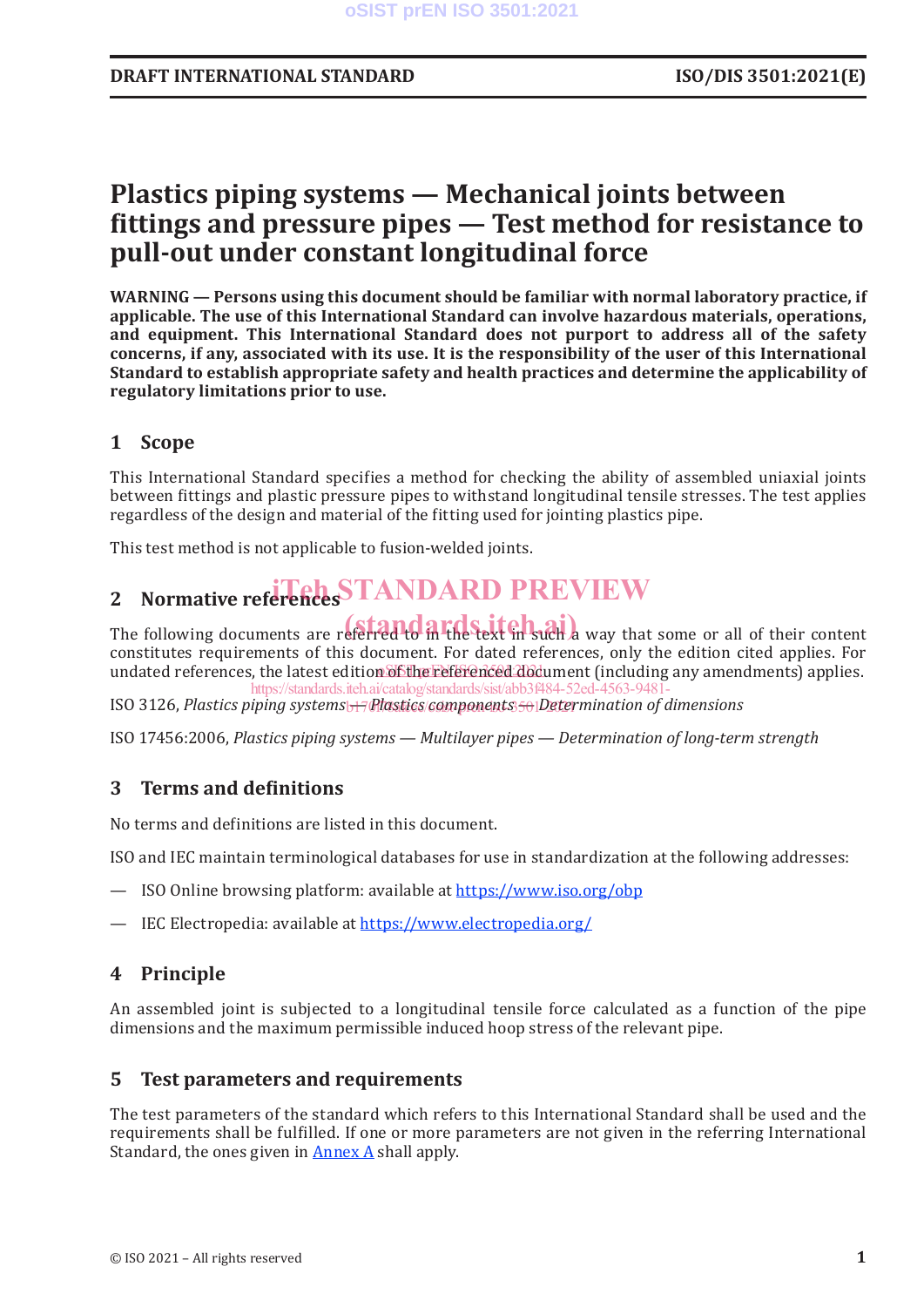# Plastics piping systems — Mechanical joints between fittings and pressure pipes — Test method for resistance to pull-out under constant longitudinal force

**WARNING — Persons using this document should be familiar with normal laboratory practice, if applicable. The use of this International Standard can involve hazardous materials, operations, and equipment. This International Standard does not purport to address all of the safety concerns, if any, associated with its use. It is the responsibility of the user of this International Standard to establish appropriate safety and health practices and determine the applicability of regulatory limitations prior to use.**

## 1 Scope

This International Standard specifies a method for checking the ability of assembled uniaxial joints between fittings and plastic pressure pipes to withstand longitudinal tensile stresses. The test applies regardless of the design and material of the fitting used for jointing plastics pipe.

This test method is not applicable to fusion-welded joints.

## 2 Normative references

The following documents are referred to in the text in such a way that some or all of their content constitutes requirements of this document. For dated references, only the edition cited applies. For undated references, the latest edition of the referenced document (including any amendments) applies.

ISO 3126, *Plastics piping systems — Plastics components — Determination of dimensions*

ISO 17456:2006, *Plastics piping systems — Multilayer pipes — Determination of long-term strength*

## 3 Terms and definitions

No terms and definitions are listed in this document.

ISO and IEC maintain terminological databases for use in standardization at the following addresses:

— ISO Online browsing platform: available at https://www.iso.org/obp

— IEC Electropedia: available at https://www.electropedia.org/

## 4 Principle

An assembled joint is subjected to a longitudinal tensile force calculated as a function of the pipe dimensions and the maximum permissible induced hoop stress of the relevant pipe.

## 5 Test parameters and requirements

The test parameters of the standard which refers to this International Standard shall be used and the requirements shall be fulfilled. If one or more parameters are not given in the referring International Standard, the ones given in Annex A shall apply.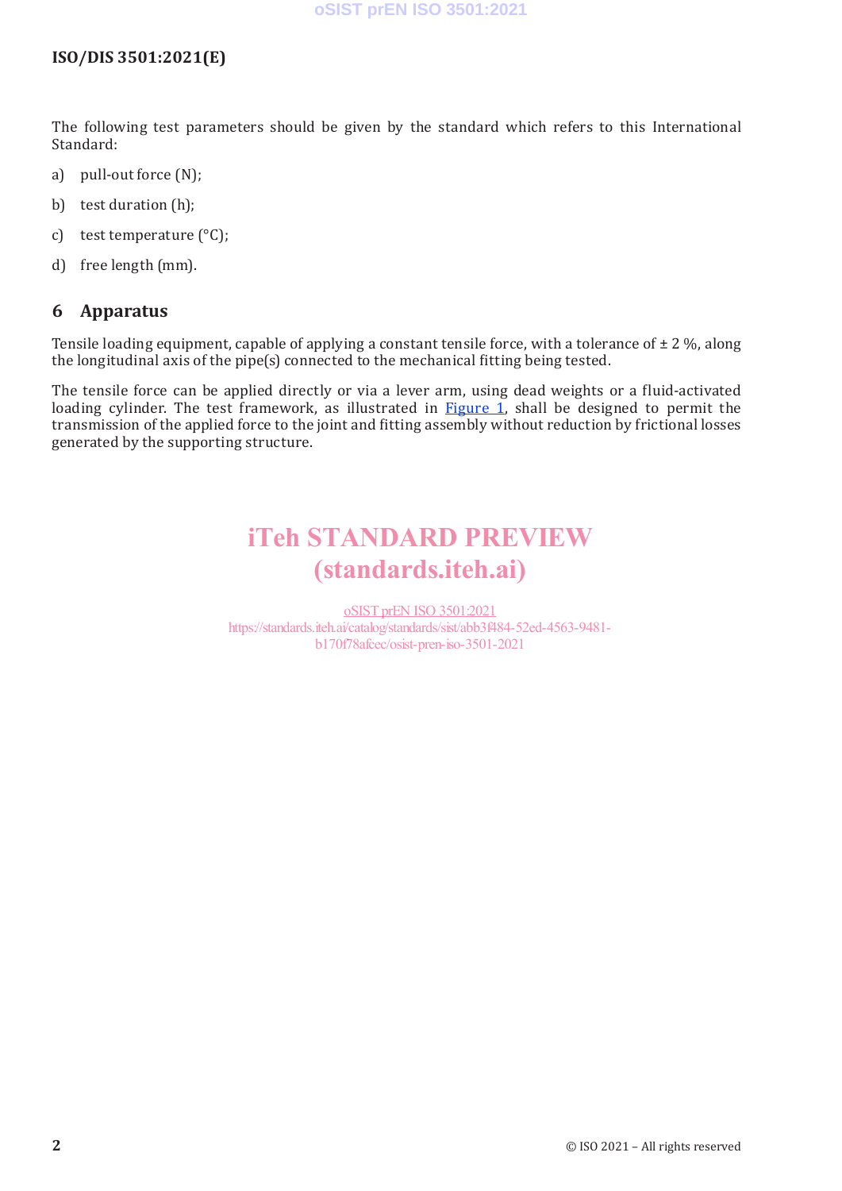The following test parameters should be given by the standard which refers to this International Standard:

a) pull-out force (N);

b) test duration (h);

c) test temperature (°C);

d) free length (mm).

## 6 Apparatus

Tensile loading equipment, capable of applying a constant tensile force, with a tolerance of ± 2 %, along the longitudinal axis of the pipe(s) connected to the mechanical fitting being tested.

The tensile force can be applied directly or via a lever arm, using dead weights or a fluid-activated loading cylinder. The test framework, as illustrated in Figure 1, shall be designed to permit the transmission of the applied force to the joint and fitting assembly without reduction by frictional losses generated by the supporting structure.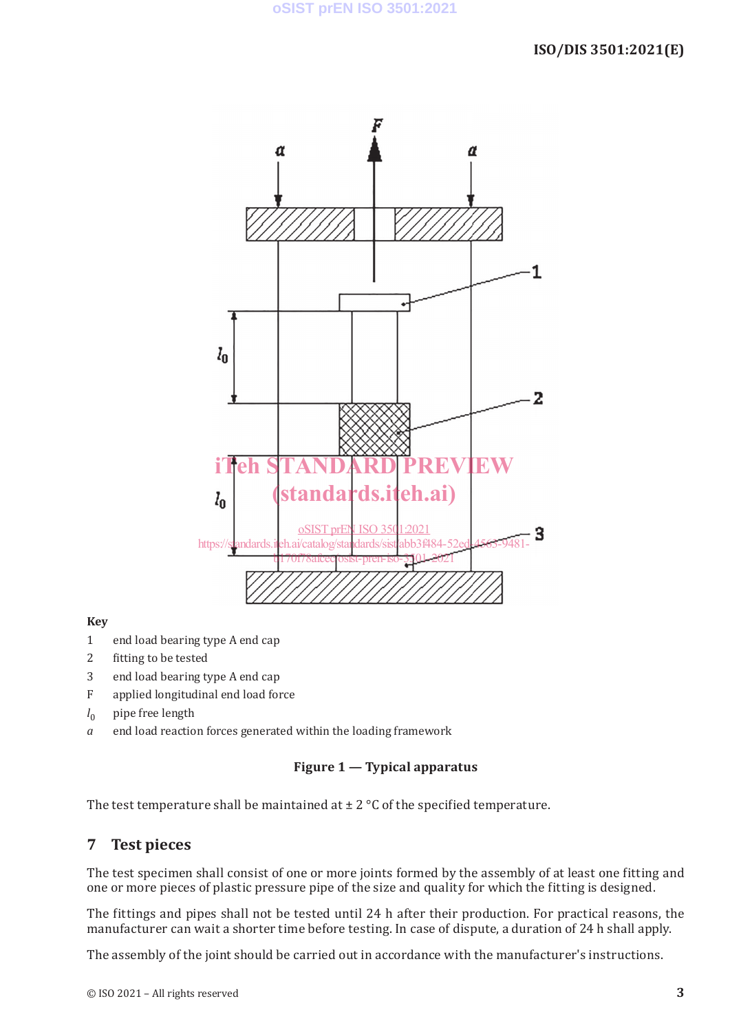**Key**

1 end load bearing type A end cap

2 fitting to be tested

3 end load bearing type A end cap

F applied longitudinal end load force

$l_0$ pipe free length

$a$ end load reaction forces generated within the loading framework

**Figure 1 — Typical apparatus**

The test temperature shall be maintained at ± 2 °C of the specified temperature.

## 7 Test pieces

The test specimen shall consist of one or more joints formed by the assembly of at least one fitting and one or more pieces of plastic pressure pipe of the size and quality for which the fitting is designed.

The fittings and pipes shall not be tested until 24 h after their production. For practical reasons, the manufacturer can wait a shorter time before testing. In case of dispute, a duration of 24 h shall apply.

The assembly of the joint should be carried out in accordance with the manufacturer's instructions.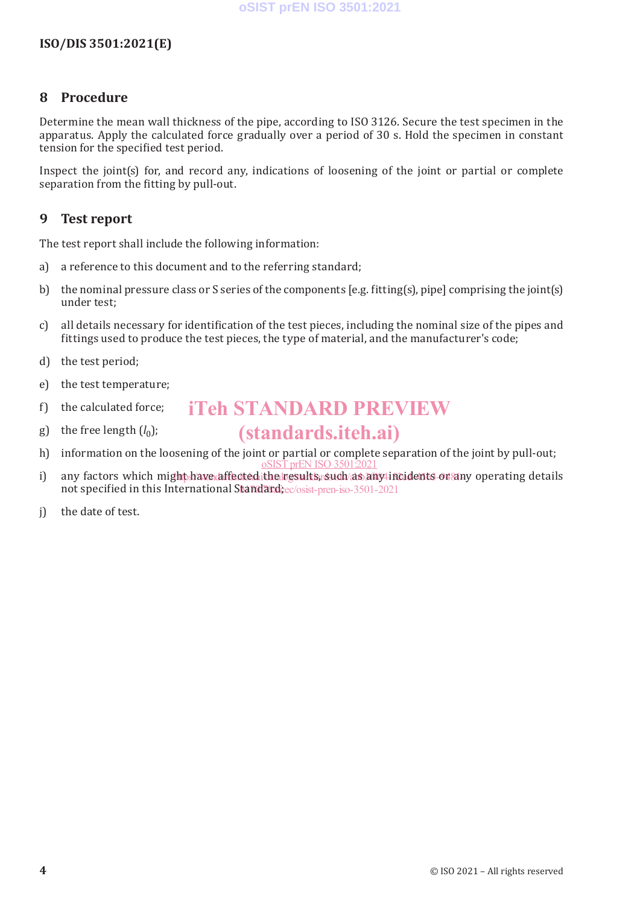## 8 Procedure

Determine the mean wall thickness of the pipe, according to ISO 3126. Secure the test specimen in the apparatus. Apply the calculated force gradually over a period of 30 s. Hold the specimen in constant tension for the specified test period.

Inspect the joint(s) for, and record any, indications of loosening of the joint or partial or complete separation from the fitting by pull-out.

## 9 Test report

The test report shall include the following information:

a) a reference to this document and to the referring standard;

b) the nominal pressure class or S series of the components [e.g. fitting(s), pipe] comprising the joint(s) under test;

c) all details necessary for identification of the test pieces, including the nominal size of the pipes and fittings used to produce the test pieces, the type of material, and the manufacturer's code;

d) the test period;

e) the test temperature;

f) the calculated force;

g) the free length ($l_0$);

h) information on the loosening of the joint or partial or complete separation of the joint by pull-out;

i) any factors which might have affected the results, such as any incidents or any operating details not specified in this International Standard;

j) the date of test.